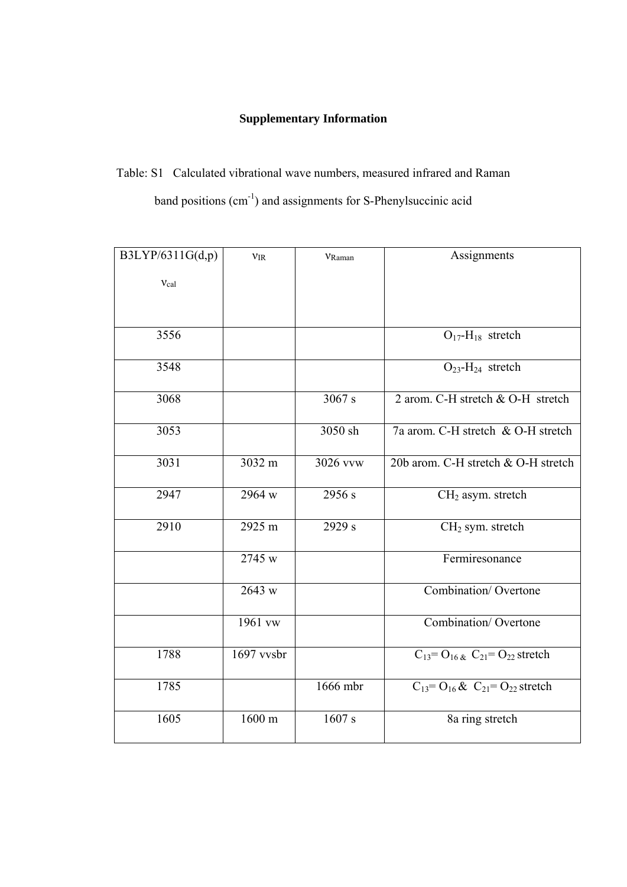**Supplementary Information**

Table: S1 Calculated vibrational wave numbers, measured infrared and Raman band positions ($cm^{-1}$) and assignments for S-Phenylsuccinic acid

| B3LYP/6311G(d,p) $\nu_{cal}$ | $\nu_{IR}$ | $\nu_{Raman}$ | Assignments |
|---|---|---|---|
| 3556 | | | $O_{17}$-$H_{18}$ stretch |
| 3548 | | | $O_{23}$-$H_{24}$ stretch |
| 3068 | | 3067 s | 2 arom. C-H stretch & O-H stretch |
| 3053 | | 3050 sh | 7a arom. C-H stretch & O-H stretch |
| 3031 | 3032 m | 3026 vvw | 20b arom. C-H stretch & O-H stretch |
| 2947 | 2964 w | 2956 s | $CH_2$ asym. stretch |
| 2910 | 2925 m | 2929 s | $CH_2$ sym. stretch |
| | 2745 w | | Fermiresonance |
| | 2643 w | | Combination/ Overtone |
| | 1961 vw | | Combination/ Overtone |
| 1788 | 1697 vvsbr | | $C_{13}$= $O_{16}$ & $C_{21}$= $O_{22}$ stretch |
| 1785 | | 1666 mbr | $C_{13}$= $O_{16}$ & $C_{21}$= $O_{22}$ stretch |
| 1605 | 1600 m | 1607 s | 8a ring stretch |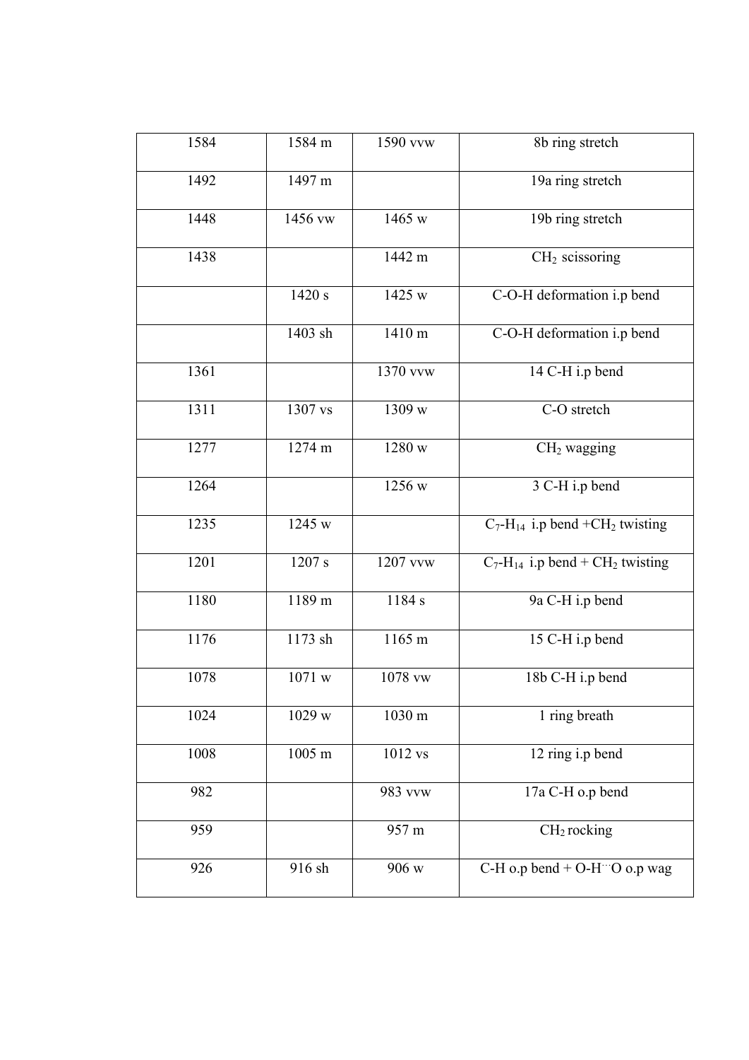| | | | |
|---|---|---|---|
| 1584 | 1584 m | 1590 vvw | 8b ring stretch |
| 1492 | 1497 m | | 19a ring stretch |
| 1448 | 1456 vw | 1465 w | 19b ring stretch |
| 1438 | | 1442 m | $CH_2$ scissoring |
| | 1420 s | 1425 w | C-O-H deformation i.p bend |
| | 1403 sh | 1410 m | C-O-H deformation i.p bend |
| 1361 | | 1370 vvw | 14 C-H i.p bend |
| 1311 | 1307 vs | 1309 w | C-O stretch |
| 1277 | 1274 m | 1280 w | $CH_2$ wagging |
| 1264 | | 1256 w | 3 C-H i.p bend |
| 1235 | 1245 w | | $C_7$-$H_{14}$ i.p bend +$CH_2$ twisting |
| 1201 | 1207 s | 1207 vvw | $C_7$-$H_{14}$ i.p bend + $CH_2$ twisting |
| 1180 | 1189 m | 1184 s | 9a C-H i.p bend |
| 1176 | 1173 sh | 1165 m | 15 C-H i.p bend |
| 1078 | 1071 w | 1078 vw | 18b C-H i.p bend |
| 1024 | 1029 w | 1030 m | 1 ring breath |
| 1008 | 1005 m | 1012 vs | 12 ring i.p bend |
| 982 | | 983 vvw | 17a C-H o.p bend |
| 959 | | 957 m | $CH_2$ rocking |
| 926 | 916 sh | 906 w | C-H o.p bend + O-H···O o.p wag |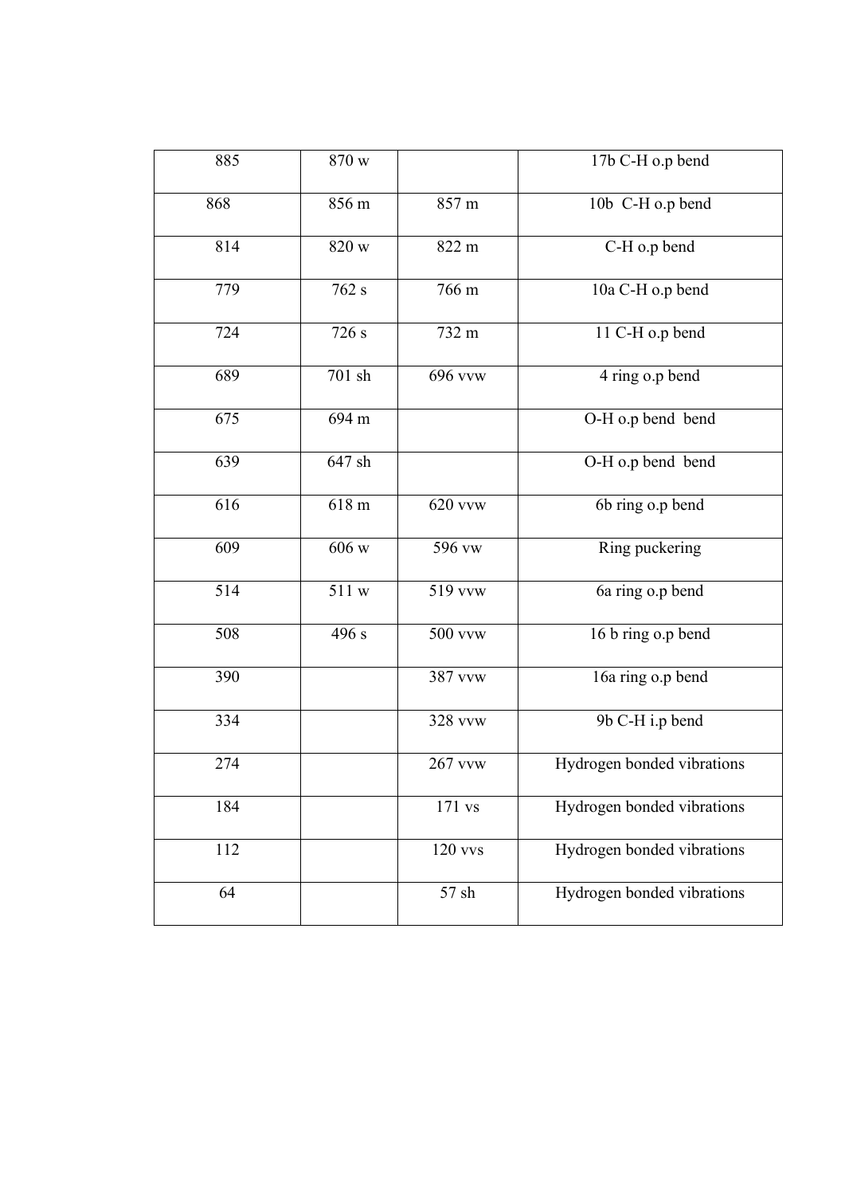| | | | |
|---|---|---|---|
| 885 | 870 w | | 17b C-H o.p bend |
| 868 | 856 m | 857 m | 10b C-H o.p bend |
| 814 | 820 w | 822 m | C-H o.p bend |
| 779 | 762 s | 766 m | 10a C-H o.p bend |
| 724 | 726 s | 732 m | 11 C-H o.p bend |
| 689 | 701 sh | 696 vvw | 4 ring o.p bend |
| 675 | 694 m | | O-H o.p bend bend |
| 639 | 647 sh | | O-H o.p bend bend |
| 616 | 618 m | 620 vvw | 6b ring o.p bend |
| 609 | 606 w | 596 vw | Ring puckering |
| 514 | 511 w | 519 vvw | 6a ring o.p bend |
| 508 | 496 s | 500 vvw | 16 b ring o.p bend |
| 390 | | 387 vvw | 16a ring o.p bend |
| 334 | | 328 vvw | 9b C-H i.p bend |
| 274 | | 267 vvw | Hydrogen bonded vibrations |
| 184 | | 171 vs | Hydrogen bonded vibrations |
| 112 | | 120 vvs | Hydrogen bonded vibrations |
| 64 | | 57 sh | Hydrogen bonded vibrations |